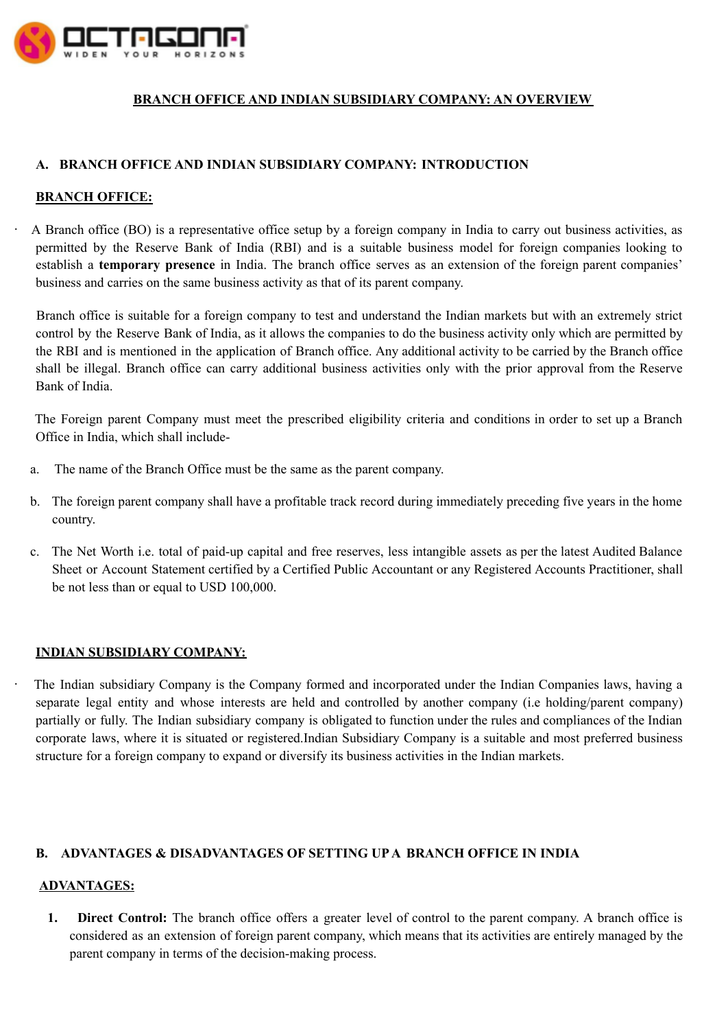# BRANCH OFFICE AND INDIAN SUBSIDIARY COMPANY: AN OVERVIEW

## A. BRANCH OFFICE AND INDIAN SUBSIDIARY COMPANY: INTRODUCTION

### BRANCH OFFICE:

· A Branch office (BO) is a representative office setup by a foreign company in India to carry out business activities, as permitted by the Reserve Bank of India (RBI) and is a suitable business model for foreign companies looking to establish a **temporary presence** in India. The branch office serves as an extension of the foreign parent companies' business and carries on the same business activity as that of its parent company.

Branch office is suitable for a foreign company to test and understand the Indian markets but with an extremely strict control by the Reserve Bank of India, as it allows the companies to do the business activity only which are permitted by the RBI and is mentioned in the application of Branch office. Any additional activity to be carried by the Branch office shall be illegal. Branch office can carry additional business activities only with the prior approval from the Reserve Bank of India.

The Foreign parent Company must meet the prescribed eligibility criteria and conditions in order to set up a Branch Office in India, which shall include-

a. The name of the Branch Office must be the same as the parent company.

b. The foreign parent company shall have a profitable track record during immediately preceding five years in the home country.

c. The Net Worth i.e. total of paid-up capital and free reserves, less intangible assets as per the latest Audited Balance Sheet or Account Statement certified by a Certified Public Accountant or any Registered Accounts Practitioner, shall be not less than or equal to USD 100,000.

### INDIAN SUBSIDIARY COMPANY:

· The Indian subsidiary Company is the Company formed and incorporated under the Indian Companies laws, having a separate legal entity and whose interests are held and controlled by another company (i.e holding/parent company) partially or fully. The Indian subsidiary company is obligated to function under the rules and compliances of the Indian corporate laws, where it is situated or registered.Indian Subsidiary Company is a suitable and most preferred business structure for a foreign company to expand or diversify its business activities in the Indian markets.

## B. ADVANTAGES & DISADVANTAGES OF SETTING UP A BRANCH OFFICE IN INDIA

### ADVANTAGES:

1. **Direct Control:** The branch office offers a greater level of control to the parent company. A branch office is considered as an extension of foreign parent company, which means that its activities are entirely managed by the parent company in terms of the decision-making process.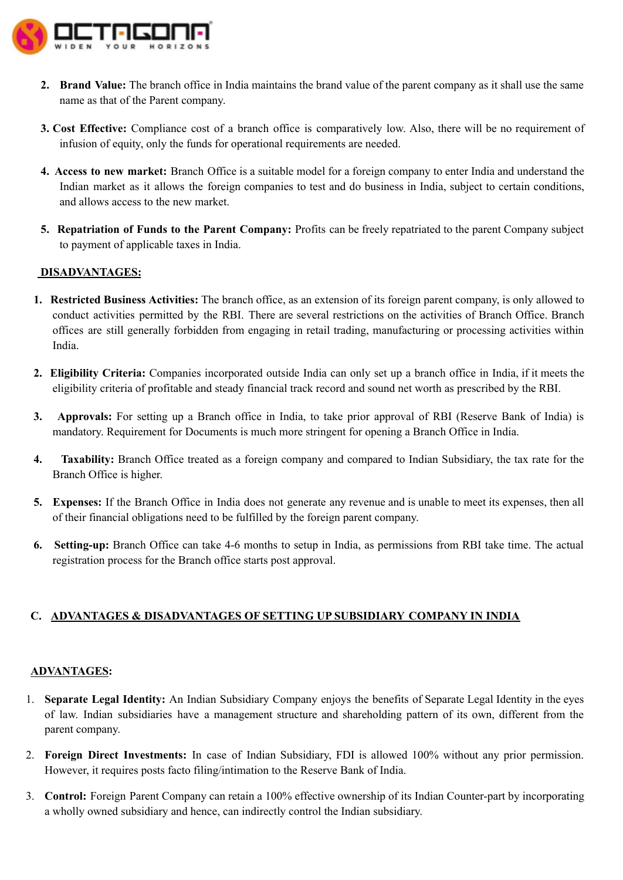2. **Brand Value:** The branch office in India maintains the brand value of the parent company as it shall use the same name as that of the Parent company.

3. **Cost Effective:** Compliance cost of a branch office is comparatively low. Also, there will be no requirement of infusion of equity, only the funds for operational requirements are needed.

4. **Access to new market:** Branch Office is a suitable model for a foreign company to enter India and understand the Indian market as it allows the foreign companies to test and do business in India, subject to certain conditions, and allows access to the new market.

5. **Repatriation of Funds to the Parent Company:** Profits can be freely repatriated to the parent Company subject to payment of applicable taxes in India.

**DISADVANTAGES:**

1. **Restricted Business Activities:** The branch office, as an extension of its foreign parent company, is only allowed to conduct activities permitted by the RBI. There are several restrictions on the activities of Branch Office. Branch offices are still generally forbidden from engaging in retail trading, manufacturing or processing activities within India.

2. **Eligibility Criteria:** Companies incorporated outside India can only set up a branch office in India, if it meets the eligibility criteria of profitable and steady financial track record and sound net worth as prescribed by the RBI.

3. **Approvals:** For setting up a Branch office in India, to take prior approval of RBI (Reserve Bank of India) is mandatory. Requirement for Documents is much more stringent for opening a Branch Office in India.

4. **Taxability:** Branch Office treated as a foreign company and compared to Indian Subsidiary, the tax rate for the Branch Office is higher.

5. **Expenses:** If the Branch Office in India does not generate any revenue and is unable to meet its expenses, then all of their financial obligations need to be fulfilled by the foreign parent company.

6. **Setting-up:** Branch Office can take 4-6 months to setup in India, as permissions from RBI take time. The actual registration process for the Branch office starts post approval.

## C. ADVANTAGES & DISADVANTAGES OF SETTING UP SUBSIDIARY COMPANY IN INDIA

**ADVANTAGES:**

1. **Separate Legal Identity:** An Indian Subsidiary Company enjoys the benefits of Separate Legal Identity in the eyes of law. Indian subsidiaries have a management structure and shareholding pattern of its own, different from the parent company.

2. **Foreign Direct Investments:** In case of Indian Subsidiary, FDI is allowed 100% without any prior permission. However, it requires posts facto filing/intimation to the Reserve Bank of India.

3. **Control:** Foreign Parent Company can retain a 100% effective ownership of its Indian Counter-part by incorporating a wholly owned subsidiary and hence, can indirectly control the Indian subsidiary.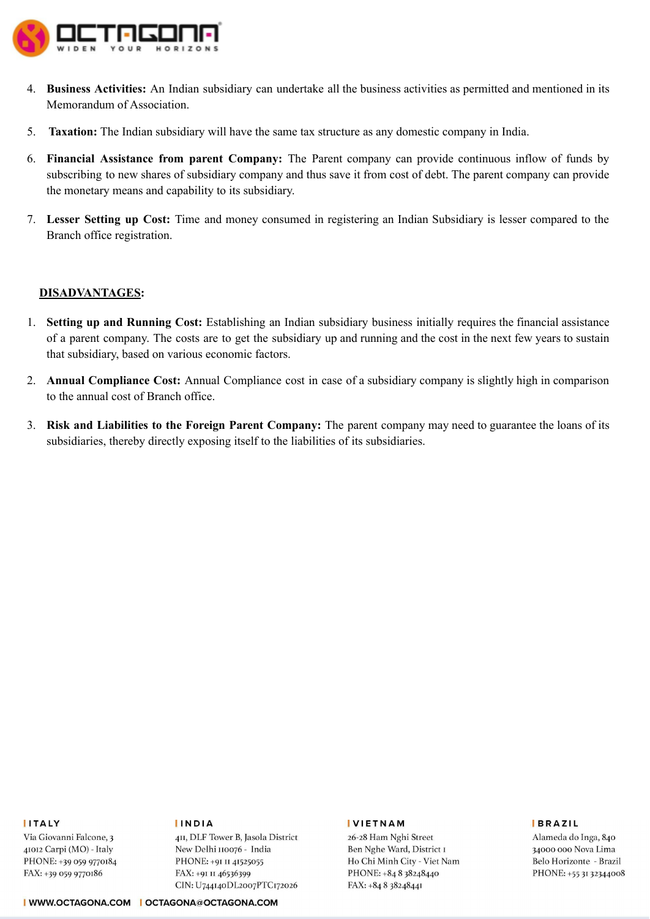4. **Business Activities:** An Indian subsidiary can undertake all the business activities as permitted and mentioned in its Memorandum of Association.

5. **Taxation:** The Indian subsidiary will have the same tax structure as any domestic company in India.

6. **Financial Assistance from parent Company:** The Parent company can provide continuous inflow of funds by subscribing to new shares of subsidiary company and thus save it from cost of debt. The parent company can provide the monetary means and capability to its subsidiary.

7. **Lesser Setting up Cost:** Time and money consumed in registering an Indian Subsidiary is lesser compared to the Branch office registration.

**DISADVANTAGES:**

1. **Setting up and Running Cost:** Establishing an Indian subsidiary business initially requires the financial assistance of a parent company. The costs are to get the subsidiary up and running and the cost in the next few years to sustain that subsidiary, based on various economic factors.

2. **Annual Compliance Cost:** Annual Compliance cost in case of a subsidiary company is slightly high in comparison to the annual cost of Branch office.

3. **Risk and Liabilities to the Foreign Parent Company:** The parent company may need to guarantee the loans of its subsidiaries, thereby directly exposing itself to the liabilities of its subsidiaries.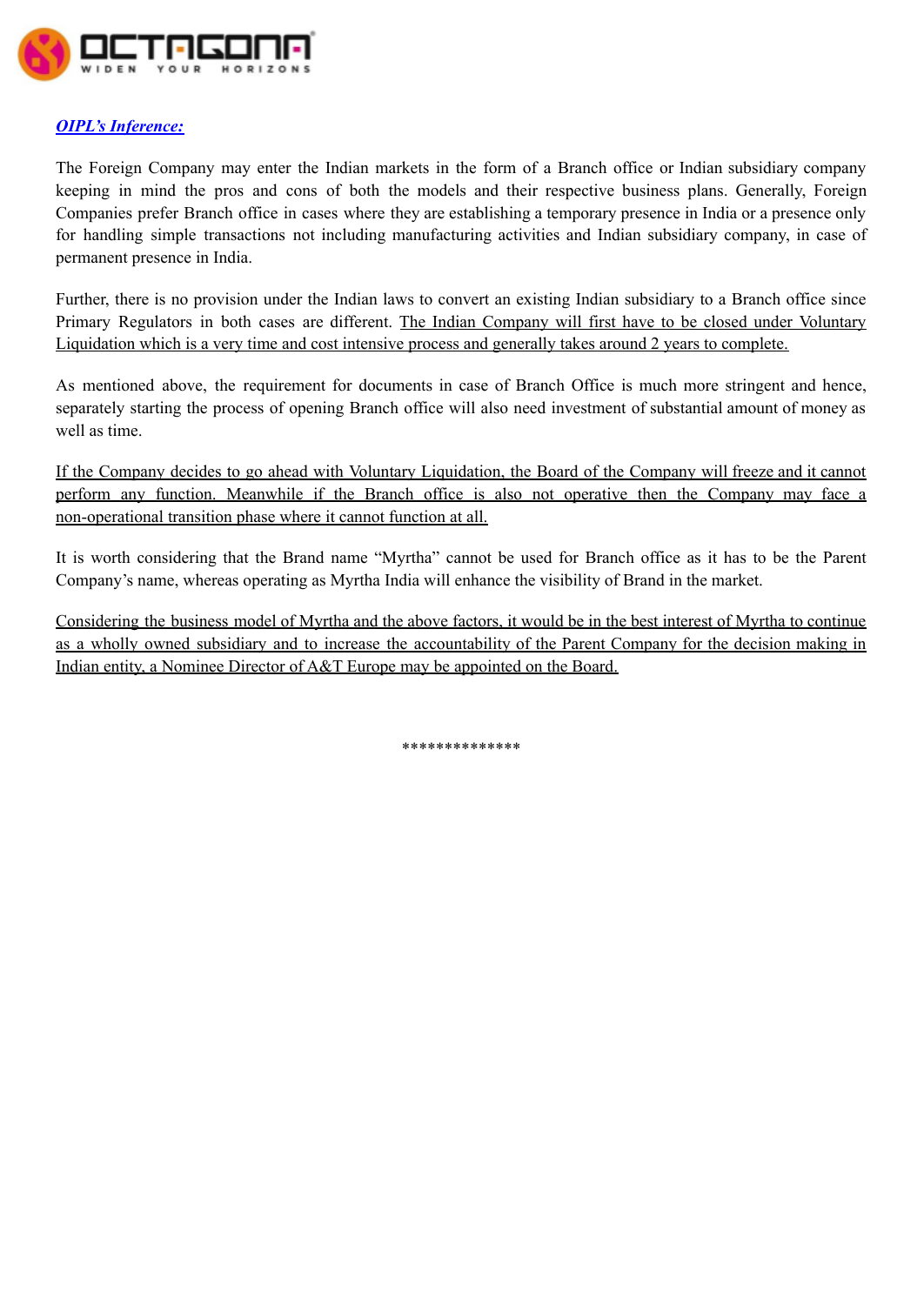***OIPL's Inference:***

The Foreign Company may enter the Indian markets in the form of a Branch office or Indian subsidiary company keeping in mind the pros and cons of both the models and their respective business plans. Generally, Foreign Companies prefer Branch office in cases where they are establishing a temporary presence in India or a presence only for handling simple transactions not including manufacturing activities and Indian subsidiary company, in case of permanent presence in India.

Further, there is no provision under the Indian laws to convert an existing Indian subsidiary to a Branch office since Primary Regulators in both cases are different. <u>The Indian Company will first have to be closed under Voluntary Liquidation which is a very time and cost intensive process and generally takes around 2 years to complete.</u>

As mentioned above, the requirement for documents in case of Branch Office is much more stringent and hence, separately starting the process of opening Branch office will also need investment of substantial amount of money as well as time.

<u>If the Company decides to go ahead with Voluntary Liquidation, the Board of the Company will freeze and it cannot perform any function. Meanwhile if the Branch office is also not operative then the Company may face a non-operational transition phase where it cannot function at all.</u>

It is worth considering that the Brand name "Myrtha" cannot be used for Branch office as it has to be the Parent Company's name, whereas operating as Myrtha India will enhance the visibility of Brand in the market.

<u>Considering the business model of Myrtha and the above factors, it would be in the best interest of Myrtha to continue as a wholly owned subsidiary and to increase the accountability of the Parent Company for the decision making in Indian entity, a Nominee Director of A&T Europe may be appointed on the Board.</u>

**************